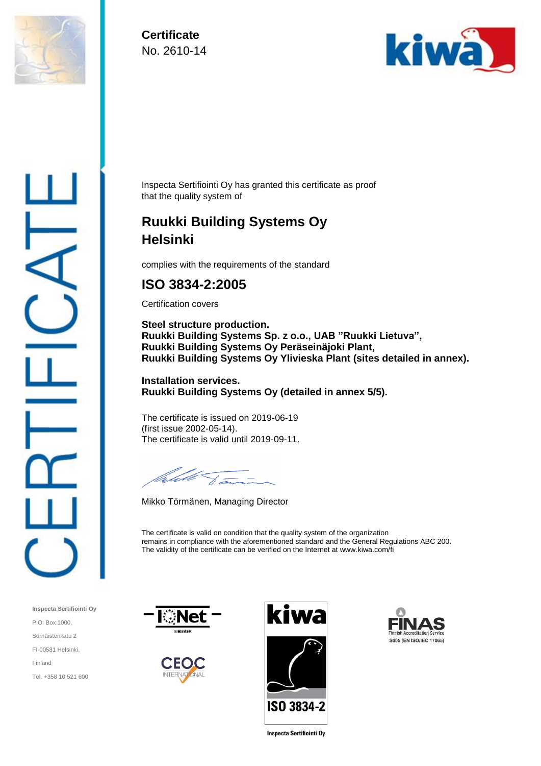**Certificate**
No. 2610-14

CERTIFICATE

Inspecta Sertifiointi Oy has granted this certificate as proof that the quality system of

## Ruukki Building Systems Oy
## Helsinki

complies with the requirements of the standard

## ISO 3834-2:2005

Certification covers

**Steel structure production.**
**Ruukki Building Systems Sp. z o.o., UAB "Ruukki Lietuva",**
**Ruukki Building Systems Oy Peräseinäjoki Plant,**
**Ruukki Building Systems Oy Ylivieska Plant (sites detailed in annex).**

**Installation services.**
**Ruukki Building Systems Oy (detailed in annex 5/5).**

The certificate is issued on 2019-06-19
(first issue 2002-05-14).
The certificate is valid until 2019-09-11.

Mikko Törmänen, Managing Director

The certificate is valid on condition that the quality system of the organization remains in compliance with the aforementioned standard and the General Regulations ABC 200.
The validity of the certificate can be verified on the Internet at www.kiwa.com/fi

**Inspecta Sertifiointi Oy**
P.O. Box 1000,
Sörnäistenkatu 2
FI-00581 Helsinki,
Finland
Tel. +358 10 521 600

IQNet MEMBER

CEOC INTERNATIONAL

kiwa
ISO 3834-2
Inspecta Sertifiointi Oy

FINAS
Finnish Accreditation Service
S005 (EN ISO/IEC 17065)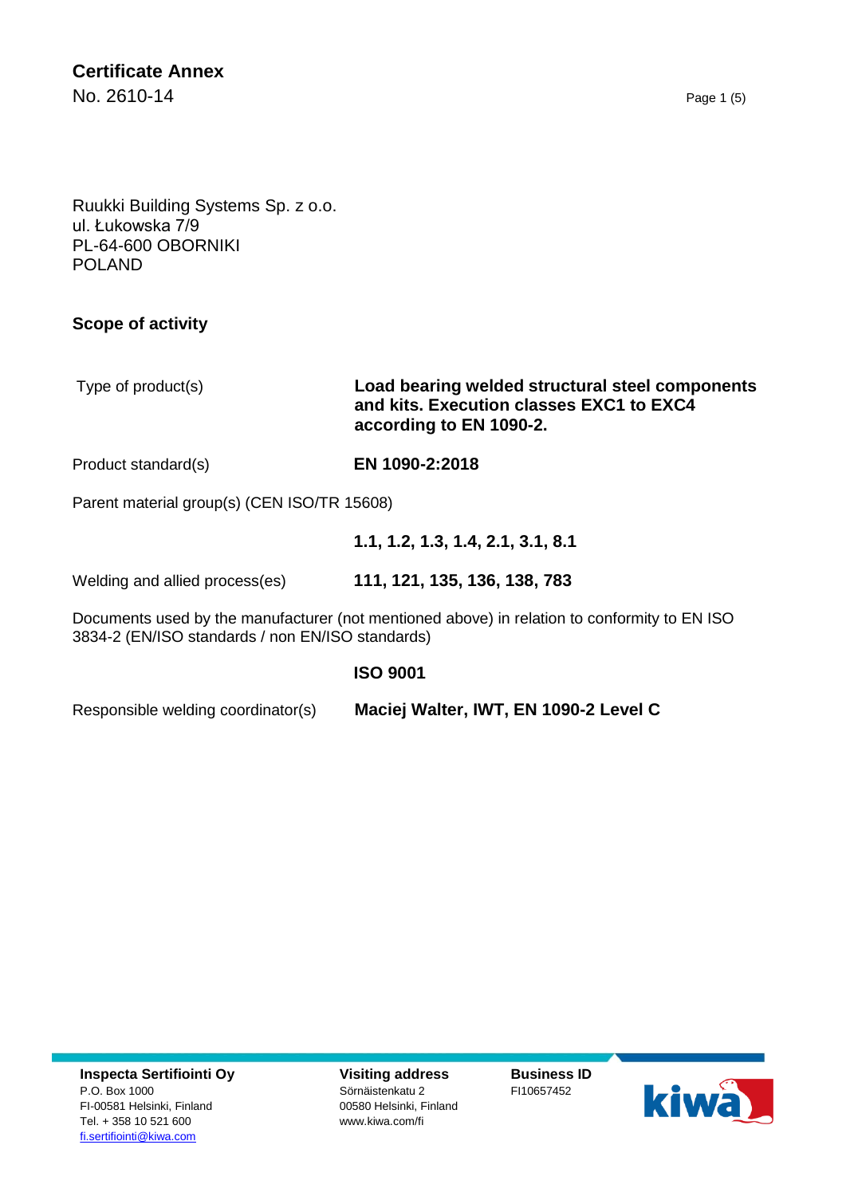# Certificate Annex

No. 2610-14

Ruukki Building Systems Sp. z o.o.
ul. Łukowska 7/9
PL-64-600 OBORNIKI
POLAND

## Scope of activity

| | |
|---|---|
| Type of product(s) | **Load bearing welded structural steel components and kits. Execution classes EXC1 to EXC4 according to EN 1090-2.** |
| Product standard(s) | **EN 1090-2:2018** |

Parent material group(s) (CEN ISO/TR 15608)

**1.1, 1.2, 1.3, 1.4, 2.1, 3.1, 8.1**

| | |
|---|---|
| Welding and allied process(es) | **111, 121, 135, 136, 138, 783** |

Documents used by the manufacturer (not mentioned above) in relation to conformity to EN ISO 3834-2 (EN/ISO standards / non EN/ISO standards)

**ISO 9001**

| | |
|---|---|
| Responsible welding coordinator(s) | **Maciej Walter, IWT, EN 1090-2 Level C** |

**Inspecta Sertifiointi Oy**
P.O. Box 1000
FI-00581 Helsinki, Finland
Tel. + 358 10 521 600
fi.sertifiointi@kiwa.com

**Visiting address**
Sörnäistenkatu 2
00580 Helsinki, Finland
www.kiwa.com/fi

**Business ID**
FI10657452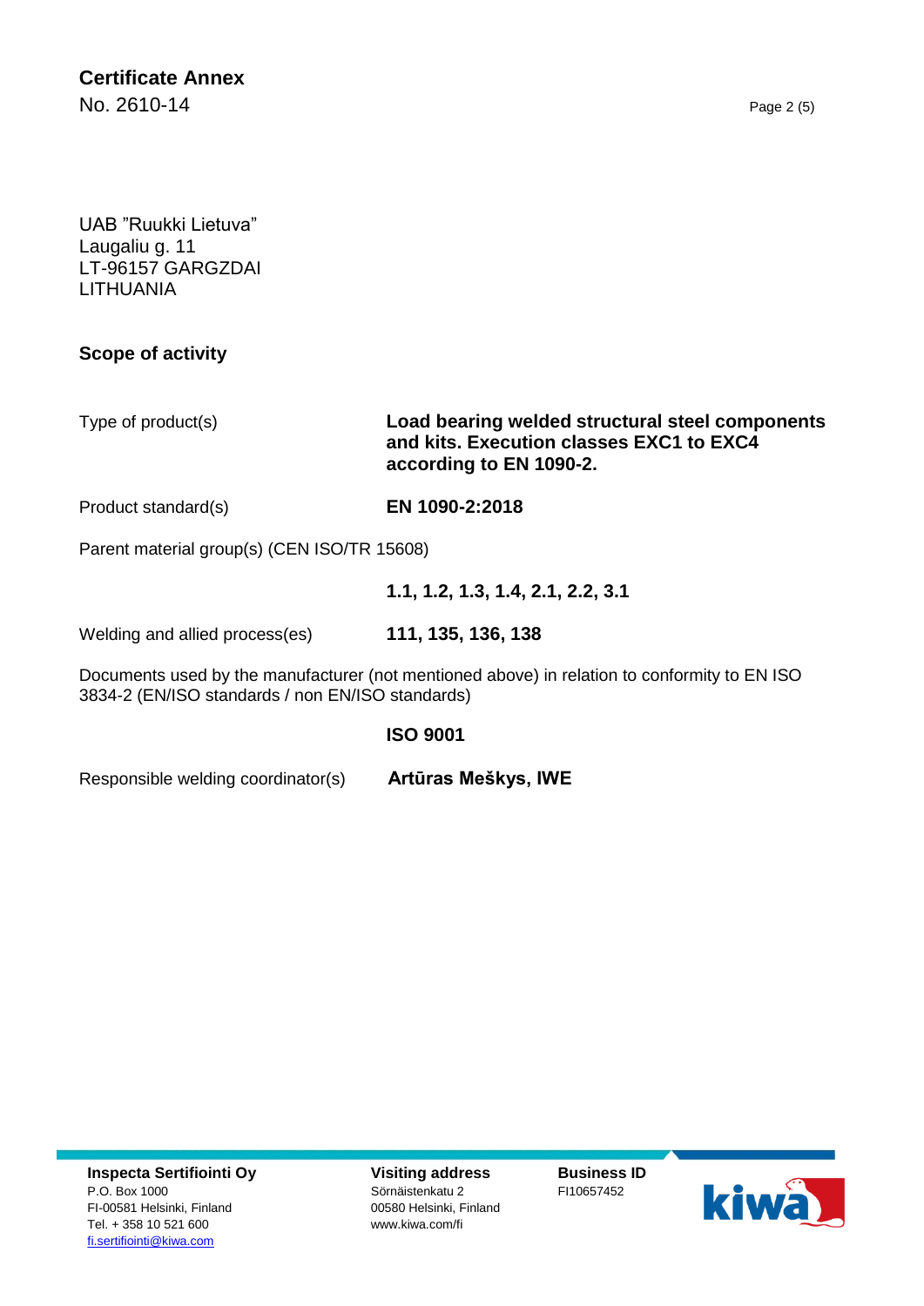**Certificate Annex**
No. 2610-14

UAB ”Ruukki Lietuva”
Laugaliu g. 11
LT-96157 GARGZDAI
LITHUANIA

## Scope of activity

| | |
|---|---|
| Type of product(s) | **Load bearing welded structural steel components and kits. Execution classes EXC1 to EXC4 according to EN 1090-2.** |
| Product standard(s) | **EN 1090-2:2018** |

Parent material group(s) (CEN ISO/TR 15608)

**1.1, 1.2, 1.3, 1.4, 2.1, 2.2, 3.1**

| | |
|---|---|
| Welding and allied process(es) | **111, 135, 136, 138** |

Documents used by the manufacturer (not mentioned above) in relation to conformity to EN ISO 3834-2 (EN/ISO standards / non EN/ISO standards)

**ISO 9001**

| | |
|---|---|
| Responsible welding coordinator(s) | **Artūras Meškys, IWE** |

**Inspecta Sertifiointi Oy**
P.O. Box 1000
FI-00581 Helsinki, Finland
Tel. + 358 10 521 600
fi.sertifiointi@kiwa.com

**Visiting address**
Sörnäistenkatu 2
00580 Helsinki, Finland
www.kiwa.com/fi

**Business ID**
FI10657452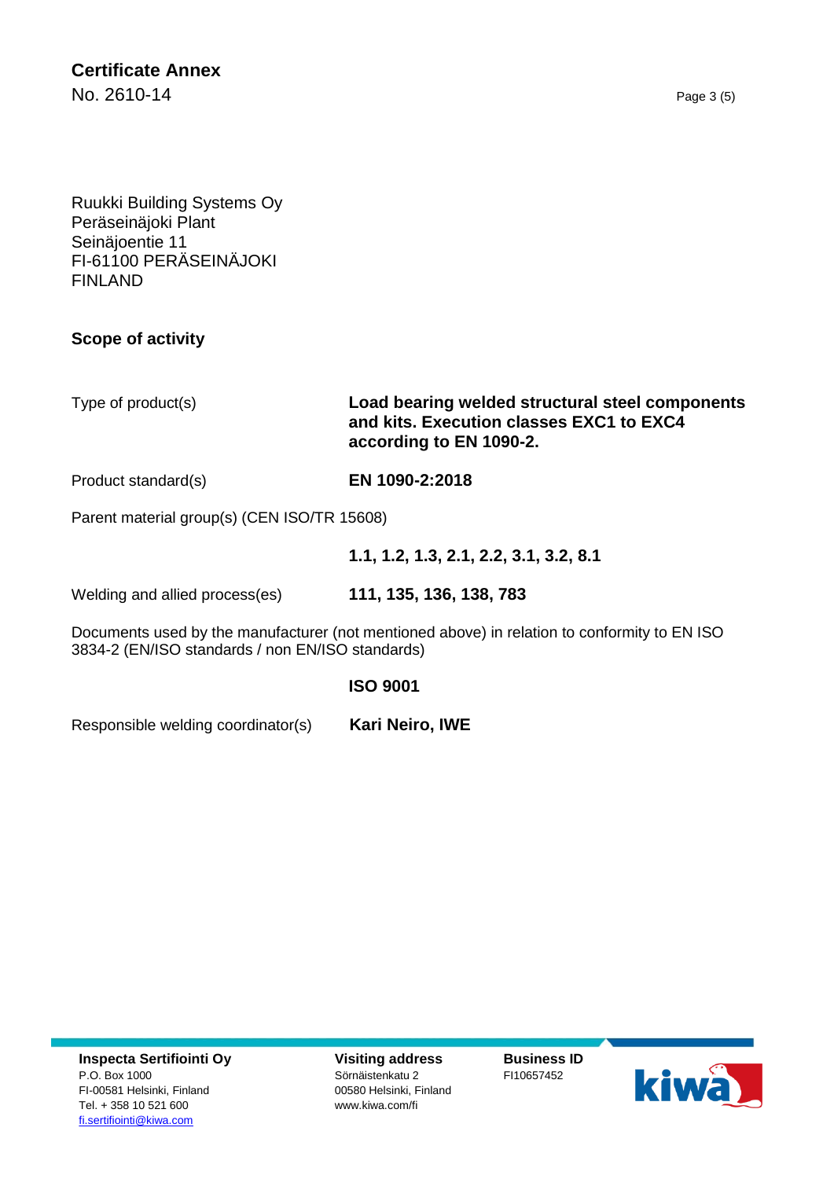**Certificate Annex**
No. 2610-14

Ruukki Building Systems Oy
Peräseinäjoki Plant
Seinäjoentie 11
FI-61100 PERÄSEINÄJOKI
FINLAND

## Scope of activity

| | |
|---|---|
| Type of product(s) | **Load bearing welded structural steel components and kits. Execution classes EXC1 to EXC4 according to EN 1090-2.** |
| Product standard(s) | **EN 1090-2:2018** |

Parent material group(s) (CEN ISO/TR 15608)

**1.1, 1.2, 1.3, 2.1, 2.2, 3.1, 3.2, 8.1**

Welding and allied process(es) **111, 135, 136, 138, 783**

Documents used by the manufacturer (not mentioned above) in relation to conformity to EN ISO 3834-2 (EN/ISO standards / non EN/ISO standards)

**ISO 9001**

Responsible welding coordinator(s) **Kari Neiro, IWE**

**Inspecta Sertifiointi Oy**
P.O. Box 1000
FI-00581 Helsinki, Finland
Tel. + 358 10 521 600
fi.sertifiointi@kiwa.com

**Visiting address**
Sörnäistenkatu 2
00580 Helsinki, Finland
www.kiwa.com/fi

**Business ID**
FI10657452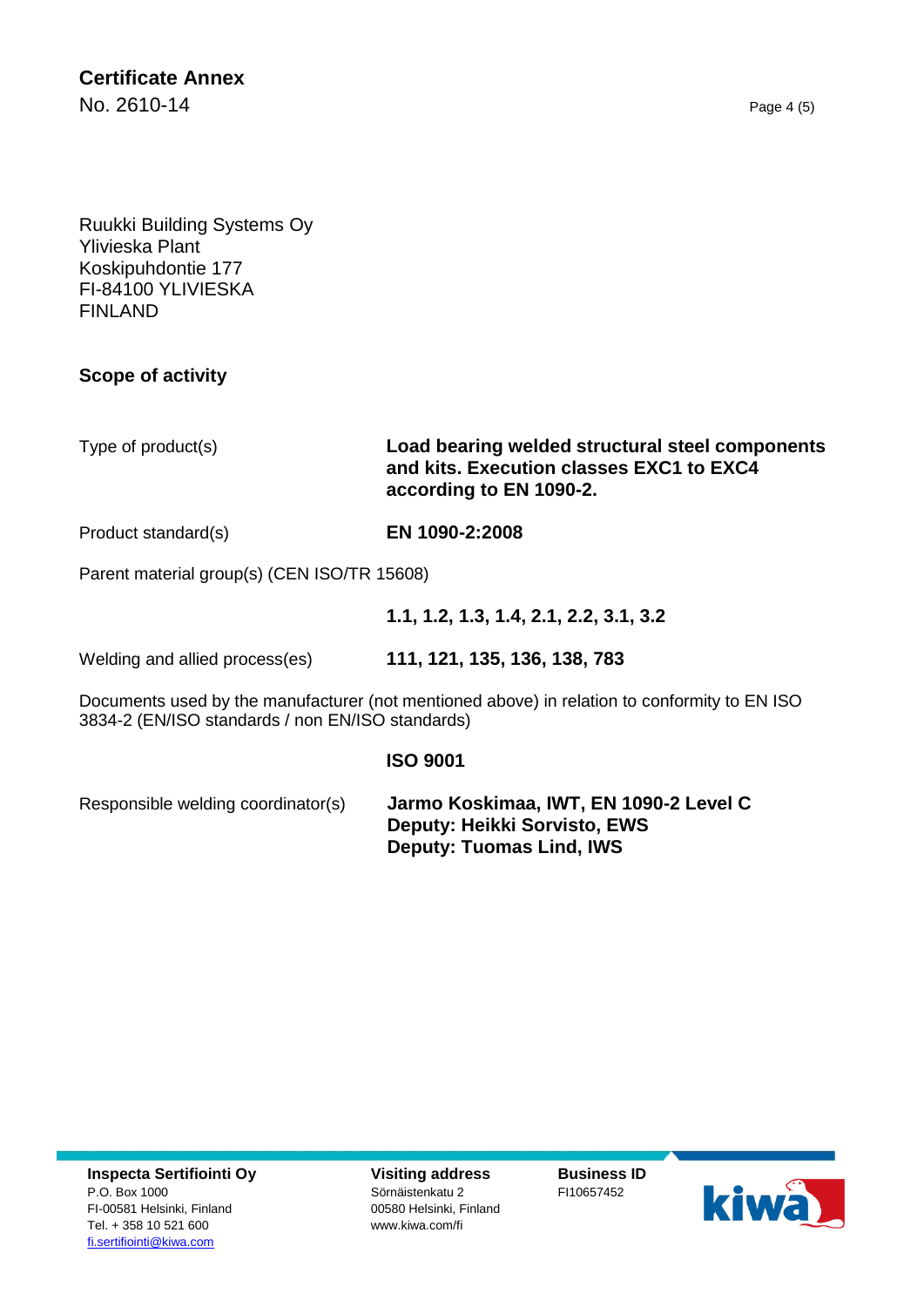## Certificate Annex

No. 2610-14

Ruukki Building Systems Oy
Ylivieska Plant
Koskipuhdontie 177
FI-84100 YLIVIESKA
FINLAND

### Scope of activity

| | |
|---|---|
| Type of product(s) | **Load bearing welded structural steel components and kits. Execution classes EXC1 to EXC4 according to EN 1090-2.** |
| Product standard(s) | **EN 1090-2:2008** |

Parent material group(s) (CEN ISO/TR 15608)

**1.1, 1.2, 1.3, 1.4, 2.1, 2.2, 3.1, 3.2**

| | |
|---|---|
| Welding and allied process(es) | **111, 121, 135, 136, 138, 783** |

Documents used by the manufacturer (not mentioned above) in relation to conformity to EN ISO 3834-2 (EN/ISO standards / non EN/ISO standards)

**ISO 9001**

| | |
|---|---|
| Responsible welding coordinator(s) | **Jarmo Koskimaa, IWT, EN 1090-2 Level C**<br>**Deputy: Heikki Sorvisto, EWS**<br>**Deputy: Tuomas Lind, IWS** |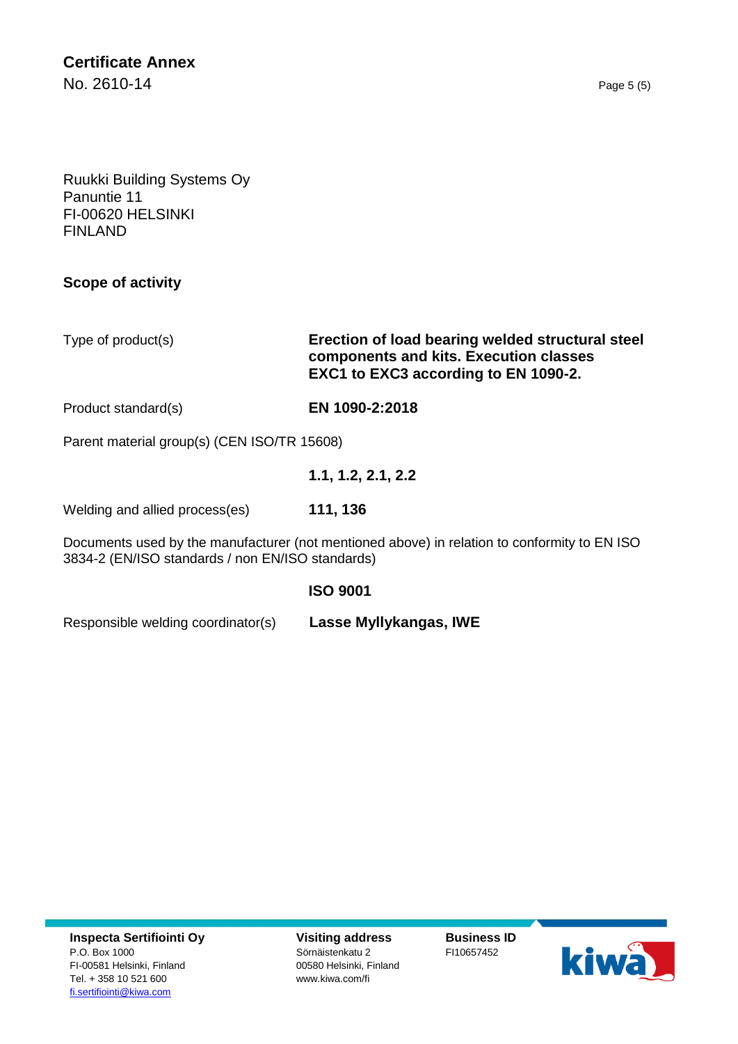# Certificate Annex

No. 2610-14

Ruukki Building Systems Oy
Panuntie 11
FI-00620 HELSINKI
FINLAND

## Scope of activity

| | |
|---|---|
| Type of product(s) | **Erection of load bearing welded structural steel components and kits. Execution classes EXC1 to EXC3 according to EN 1090-2.** |
| Product standard(s) | **EN 1090-2:2018** |

Parent material group(s) (CEN ISO/TR 15608)

**1.1, 1.2, 2.1, 2.2**

| | |
|---|---|
| Welding and allied process(es) | **111, 136** |

Documents used by the manufacturer (not mentioned above) in relation to conformity to EN ISO 3834-2 (EN/ISO standards / non EN/ISO standards)

**ISO 9001**

| | |
|---|---|
| Responsible welding coordinator(s) | **Lasse Myllykangas, IWE** |

**Inspecta Sertifiointi Oy**
P.O. Box 1000
FI-00581 Helsinki, Finland
Tel. + 358 10 521 600
fi.sertifiointi@kiwa.com

**Visiting address**
Sörnäistenkatu 2
00580 Helsinki, Finland
www.kiwa.com/fi

**Business ID**
FI10657452